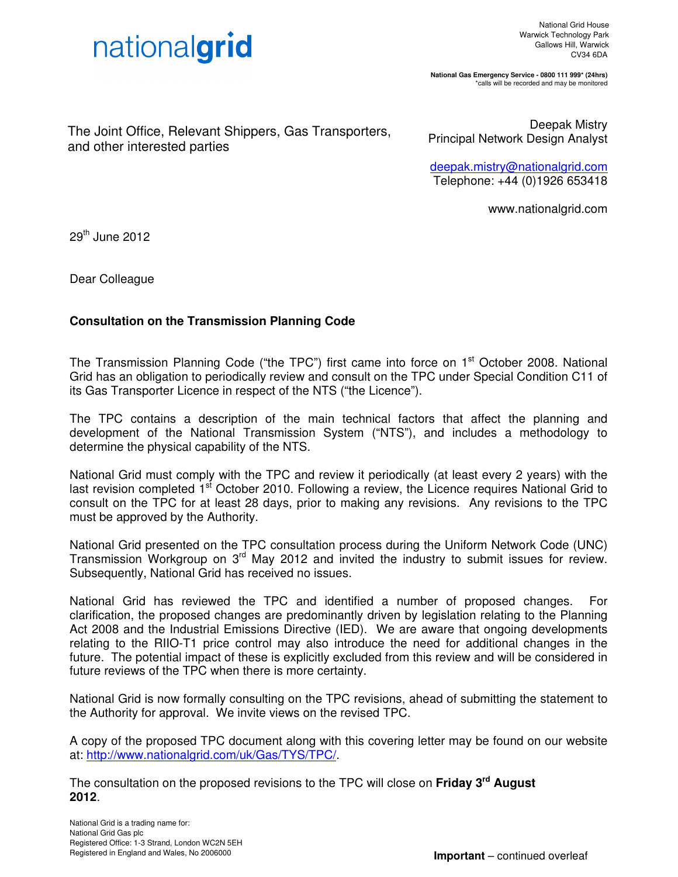nationalgrid

National Grid House
Warwick Technology Park
Gallows Hill, Warwick
CV34 6DA

**National Gas Emergency Service - 0800 111 999* (24hrs)**
*calls will be recorded and may be monitored

The Joint Office, Relevant Shippers, Gas Transporters, and other interested parties

Deepak Mistry
Principal Network Design Analyst

deepak.mistry@nationalgrid.com
Telephone: +44 (0)1926 653418

www.nationalgrid.com

29th June 2012

Dear Colleague

**Consultation on the Transmission Planning Code**

The Transmission Planning Code ("the TPC") first came into force on 1st October 2008. National Grid has an obligation to periodically review and consult on the TPC under Special Condition C11 of its Gas Transporter Licence in respect of the NTS ("the Licence").

The TPC contains a description of the main technical factors that affect the planning and development of the National Transmission System ("NTS"), and includes a methodology to determine the physical capability of the NTS.

National Grid must comply with the TPC and review it periodically (at least every 2 years) with the last revision completed 1st October 2010. Following a review, the Licence requires National Grid to consult on the TPC for at least 28 days, prior to making any revisions. Any revisions to the TPC must be approved by the Authority.

National Grid presented on the TPC consultation process during the Uniform Network Code (UNC) Transmission Workgroup on 3rd May 2012 and invited the industry to submit issues for review. Subsequently, National Grid has received no issues.

National Grid has reviewed the TPC and identified a number of proposed changes. For clarification, the proposed changes are predominantly driven by legislation relating to the Planning Act 2008 and the Industrial Emissions Directive (IED). We are aware that ongoing developments relating to the RIIO-T1 price control may also introduce the need for additional changes in the future. The potential impact of these is explicitly excluded from this review and will be considered in future reviews of the TPC when there is more certainty.

National Grid is now formally consulting on the TPC revisions, ahead of submitting the statement to the Authority for approval. We invite views on the revised TPC.

A copy of the proposed TPC document along with this covering letter may be found on our website at: http://www.nationalgrid.com/uk/Gas/TYS/TPC/.

The consultation on the proposed revisions to the TPC will close on **Friday 3rd August 2012**.

National Grid is a trading name for:
National Grid Gas plc
Registered Office: 1-3 Strand, London WC2N 5EH
Registered in England and Wales, No 2006000

**Important** – continued overleaf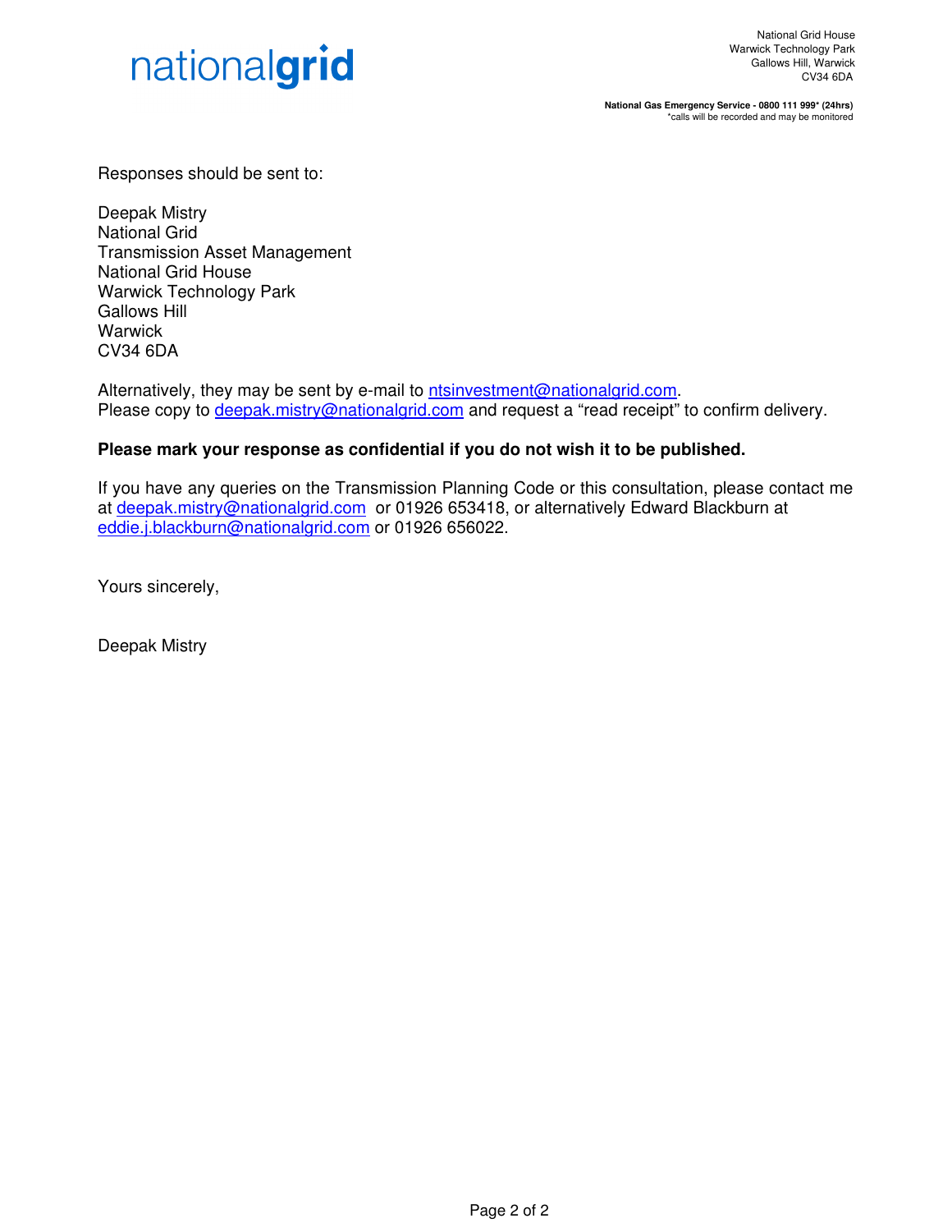Responses should be sent to:

Deepak Mistry
National Grid
Transmission Asset Management
National Grid House
Warwick Technology Park
Gallows Hill
Warwick
CV34 6DA

Alternatively, they may be sent by e-mail to ntsinvestment@nationalgrid.com.
Please copy to deepak.mistry@nationalgrid.com and request a "read receipt" to confirm delivery.

**Please mark your response as confidential if you do not wish it to be published.**

If you have any queries on the Transmission Planning Code or this consultation, please contact me at deepak.mistry@nationalgrid.com or 01926 653418, or alternatively Edward Blackburn at eddie.j.blackburn@nationalgrid.com or 01926 656022.

Yours sincerely,

Deepak Mistry